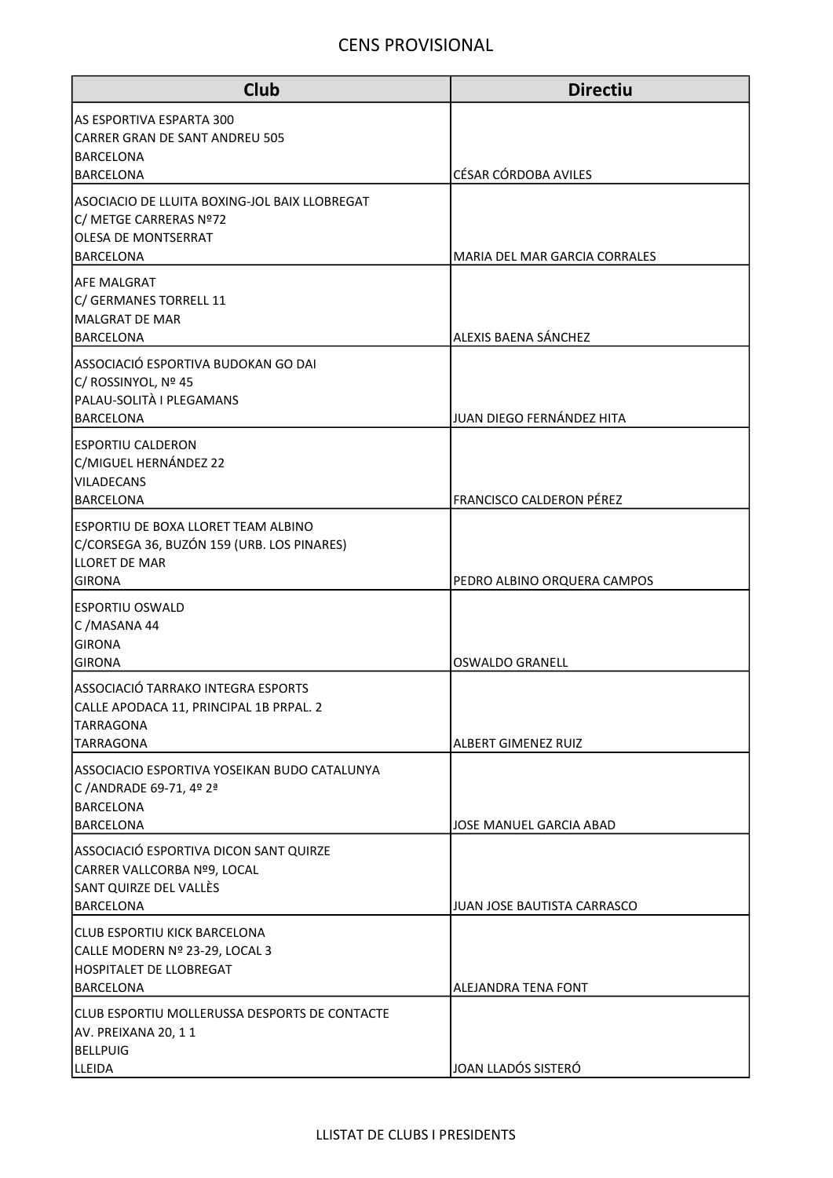# CENS PROVISIONAL

| Club | Directiu |
|---|---|
| AS ESPORTIVA ESPARTA 300<br>CARRER GRAN DE SANT ANDREU 505<br>BARCELONA<br>BARCELONA | CÉSAR CÓRDOBA AVILES |
| ASOCIACIO DE LLUITA BOXING-JOL BAIX LLOBREGAT<br>C/ METGE CARRERAS Nº72<br>OLESA DE MONTSERRAT<br>BARCELONA | MARIA DEL MAR GARCIA CORRALES |
| AFE MALGRAT<br>C/ GERMANES TORRELL 11<br>MALGRAT DE MAR<br>BARCELONA | ALEXIS BAENA SÁNCHEZ |
| ASSOCIACIÓ ESPORTIVA BUDOKAN GO DAI<br>C/ ROSSINYOL, Nº 45<br>PALAU-SOLITÀ I PLEGAMANS<br>BARCELONA | JUAN DIEGO FERNÁNDEZ HITA |
| ESPORTIU CALDERON<br>C/MIGUEL HERNÁNDEZ 22<br>VILADECANS<br>BARCELONA | FRANCISCO CALDERON PÉREZ |
| ESPORTIU DE BOXA LLORET TEAM ALBINO<br>C/CORSEGA 36, BUZÓN 159 (URB. LOS PINARES)<br>LLORET DE MAR<br>GIRONA | PEDRO ALBINO ORQUERA CAMPOS |
| ESPORTIU OSWALD<br>C /MASANA 44<br>GIRONA<br>GIRONA | OSWALDO GRANELL |
| ASSOCIACIÓ TARRAKO INTEGRA ESPORTS<br>CALLE APODACA 11, PRINCIPAL 1B PRPAL. 2<br>TARRAGONA<br>TARRAGONA | ALBERT GIMENEZ RUIZ |
| ASSOCIACIO ESPORTIVA YOSEIKAN BUDO CATALUNYA<br>C /ANDRADE 69-71, 4º 2ª<br>BARCELONA<br>BARCELONA | JOSE MANUEL GARCIA ABAD |
| ASSOCIACIÓ ESPORTIVA DICON SANT QUIRZE<br>CARRER VALLCORBA Nº9, LOCAL<br>SANT QUIRZE DEL VALLÈS<br>BARCELONA | JUAN JOSE BAUTISTA CARRASCO |
| CLUB ESPORTIU KICK BARCELONA<br>CALLE MODERN Nº 23-29, LOCAL 3<br>HOSPITALET DE LLOBREGAT<br>BARCELONA | ALEJANDRA TENA FONT |
| CLUB ESPORTIU MOLLERUSSA DESPORTS DE CONTACTE<br>AV. PREIXANA 20, 1 1<br>BELLPUIG<br>LLEIDA | JOAN LLADÓS SISTERÓ |

LLISTAT DE CLUBS I PRESIDENTS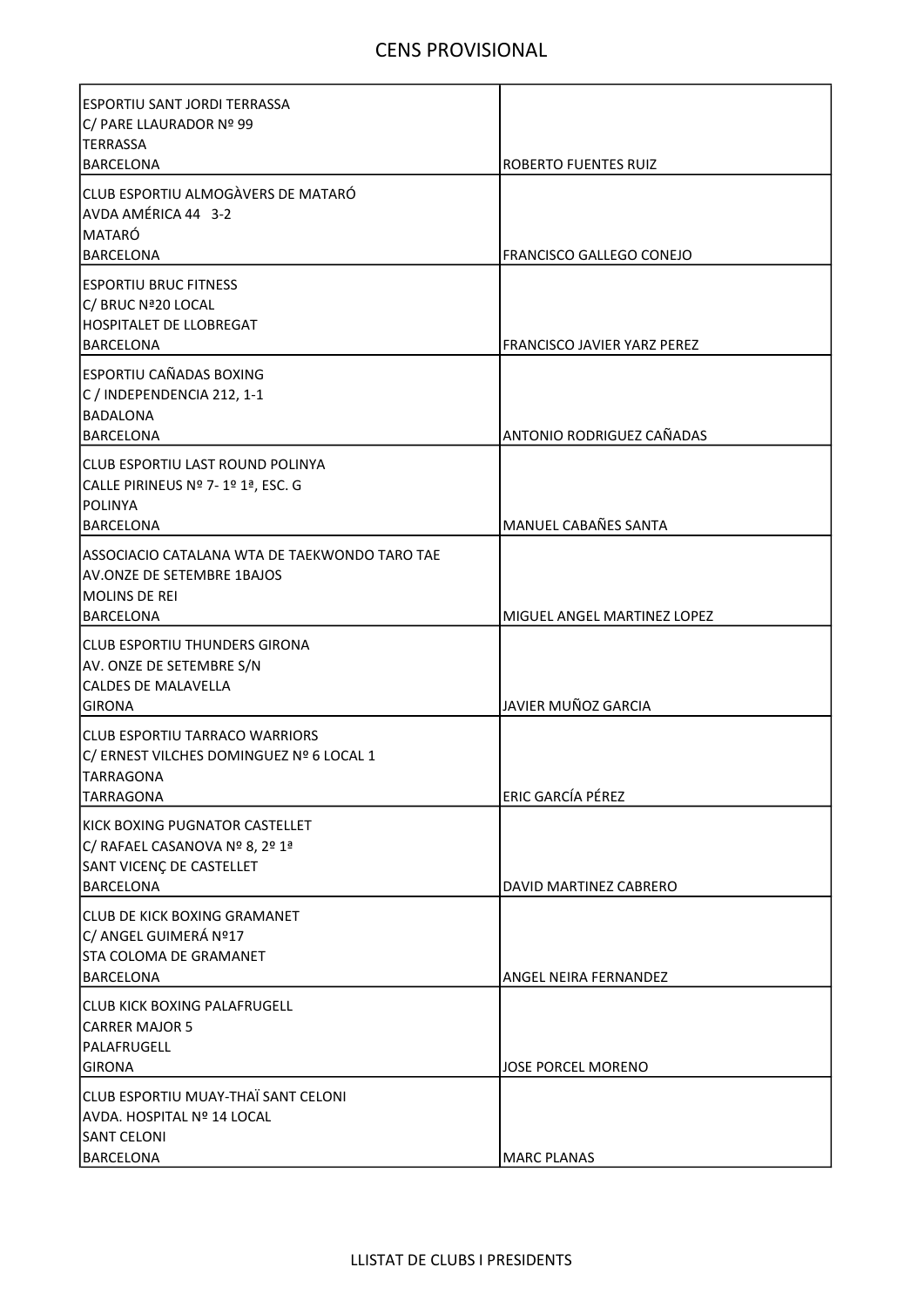# CENS PROVISIONAL

| Club | President |
|---|---|
| ESPORTIU SANT JORDI TERRASSA<br>C/ PARE LLAURADOR Nº 99<br>TERRASSA<br>BARCELONA | ROBERTO FUENTES RUIZ |
| CLUB ESPORTIU ALMOGÀVERS DE MATARÓ<br>AVDA AMÉRICA 44 3-2<br>MATARÓ<br>BARCELONA | FRANCISCO GALLEGO CONEJO |
| ESPORTIU BRUC FITNESS<br>C/ BRUC Nª20 LOCAL<br>HOSPITALET DE LLOBREGAT<br>BARCELONA | FRANCISCO JAVIER YARZ PEREZ |
| ESPORTIU CAÑADAS BOXING<br>C / INDEPENDENCIA 212, 1-1<br>BADALONA<br>BARCELONA | ANTONIO RODRIGUEZ CAÑADAS |
| CLUB ESPORTIU LAST ROUND POLINYA<br>CALLE PIRINEUS Nº 7- 1º 1ª, ESC. G<br>POLINYA<br>BARCELONA | MANUEL CABAÑES SANTA |
| ASSOCIACIO CATALANA WTA DE TAEKWONDO TARO TAE<br>AV.ONZE DE SETEMBRE 1BAJOS<br>MOLINS DE REI<br>BARCELONA | MIGUEL ANGEL MARTINEZ LOPEZ |
| CLUB ESPORTIU THUNDERS GIRONA<br>AV. ONZE DE SETEMBRE S/N<br>CALDES DE MALAVELLA<br>GIRONA | JAVIER MUÑOZ GARCIA |
| CLUB ESPORTIU TARRACO WARRIORS<br>C/ ERNEST VILCHES DOMINGUEZ Nº 6 LOCAL 1<br>TARRAGONA<br>TARRAGONA | ERIC GARCÍA PÉREZ |
| KICK BOXING PUGNATOR CASTELLET<br>C/ RAFAEL CASANOVA Nº 8, 2º 1ª<br>SANT VICENÇ DE CASTELLET<br>BARCELONA | DAVID MARTINEZ CABRERO |
| CLUB DE KICK BOXING GRAMANET<br>C/ ANGEL GUIMERÁ Nº17<br>STA COLOMA DE GRAMANET<br>BARCELONA | ANGEL NEIRA FERNANDEZ |
| CLUB KICK BOXING PALAFRUGELL<br>CARRER MAJOR 5<br>PALAFRUGELL<br>GIRONA | JOSE PORCEL MORENO |
| CLUB ESPORTIU MUAY-THAÏ SANT CELONI<br>AVDA. HOSPITAL Nº 14 LOCAL<br>SANT CELONI<br>BARCELONA | MARC PLANAS |

LLISTAT DE CLUBS I PRESIDENTS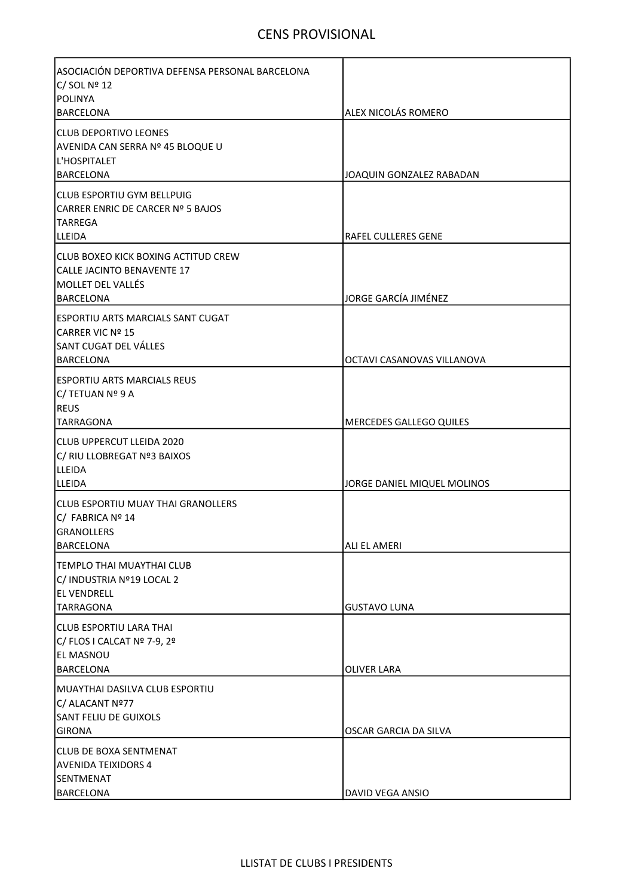| Club | President |
| --- | --- |
| ASOCIACIÓN DEPORTIVA DEFENSA PERSONAL BARCELONA<br>C/ SOL Nº 12<br>POLINYA<br>BARCELONA | ALEX NICOLÁS ROMERO |
| CLUB DEPORTIVO LEONES<br>AVENIDA CAN SERRA Nº 45 BLOQUE U<br>L'HOSPITALET<br>BARCELONA | JOAQUIN GONZALEZ RABADAN |
| CLUB ESPORTIU GYM BELLPUIG<br>CARRER ENRIC DE CARCER Nº 5 BAJOS<br>TARREGA<br>LLEIDA | RAFEL CULLERES GENE |
| CLUB BOXEO KICK BOXING ACTITUD CREW<br>CALLE JACINTO BENAVENTE 17<br>MOLLET DEL VALLÉS<br>BARCELONA | JORGE GARCÍA JIMÉNEZ |
| ESPORTIU ARTS MARCIALS SANT CUGAT<br>CARRER VIC Nº 15<br>SANT CUGAT DEL VÁLLES<br>BARCELONA | OCTAVI CASANOVAS VILLANOVA |
| ESPORTIU ARTS MARCIALS REUS<br>C/ TETUAN Nº 9 A<br>REUS<br>TARRAGONA | MERCEDES GALLEGO QUILES |
| CLUB UPPERCUT LLEIDA 2020<br>C/ RIU LLOBREGAT Nº3 BAIXOS<br>LLEIDA<br>LLEIDA | JORGE DANIEL MIQUEL MOLINOS |
| CLUB ESPORTIU MUAY THAI GRANOLLERS<br>C/ FABRICA Nº 14<br>GRANOLLERS<br>BARCELONA | ALI EL AMERI |
| TEMPLO THAI MUAYTHAI CLUB<br>C/ INDUSTRIA Nº19 LOCAL 2<br>EL VENDRELL<br>TARRAGONA | GUSTAVO LUNA |
| CLUB ESPORTIU LARA THAI<br>C/ FLOS I CALCAT Nº 7-9, 2º<br>EL MASNOU<br>BARCELONA | OLIVER LARA |
| MUAYTHAI DASILVA CLUB ESPORTIU<br>C/ ALACANT Nº77<br>SANT FELIU DE GUIXOLS<br>GIRONA | OSCAR GARCIA DA SILVA |
| CLUB DE BOXA SENTMENAT<br>AVENIDA TEIXIDORS 4<br>SENTMENAT<br>BARCELONA | DAVID VEGA ANSIO |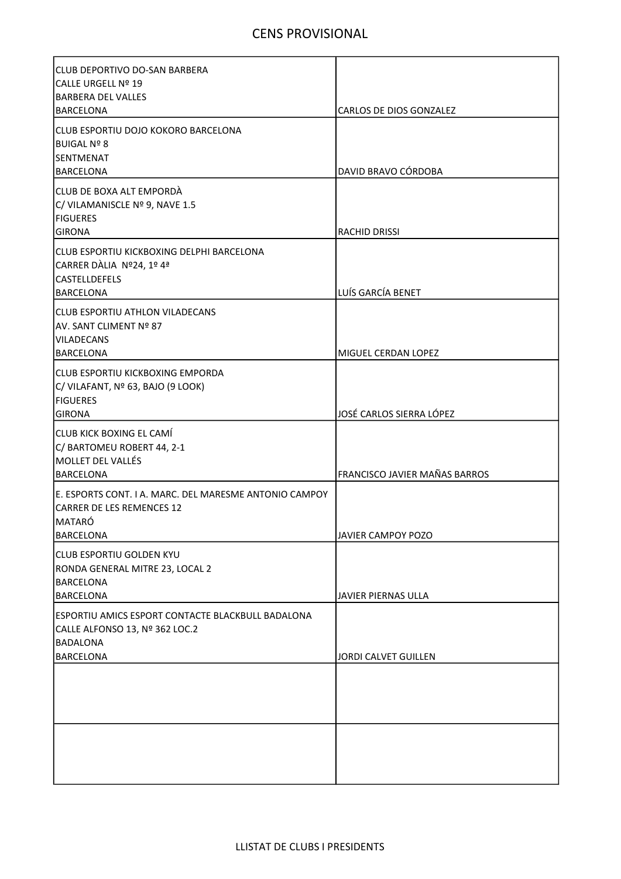# CENS PROVISIONAL

| | |
|---|---|
| CLUB DEPORTIVO DO-SAN BARBERA<br>CALLE URGELL Nº 19<br>BARBERA DEL VALLES<br>BARCELONA | CARLOS DE DIOS GONZALEZ |
| CLUB ESPORTIU DOJO KOKORO BARCELONA<br>BUIGAL Nº 8<br>SENTMENAT<br>BARCELONA | DAVID BRAVO CÓRDOBA |
| CLUB DE BOXA ALT EMPORDÀ<br>C/ VILAMANISCLE Nº 9, NAVE 1.5<br>FIGUERES<br>GIRONA | RACHID DRISSI |
| CLUB ESPORTIU KICKBOXING DELPHI BARCELONA<br>CARRER DÀLIA Nº24, 1º 4ª<br>CASTELLDEFELS<br>BARCELONA | LUÍS GARCÍA BENET |
| CLUB ESPORTIU ATHLON VILADECANS<br>AV. SANT CLIMENT Nº 87<br>VILADECANS<br>BARCELONA | MIGUEL CERDAN LOPEZ |
| CLUB ESPORTIU KICKBOXING EMPORDA<br>C/ VILAFANT, Nº 63, BAJO (9 LOOK)<br>FIGUERES<br>GIRONA | JOSÉ CARLOS SIERRA LÓPEZ |
| CLUB KICK BOXING EL CAMÍ<br>C/ BARTOMEU ROBERT 44, 2-1<br>MOLLET DEL VALLÉS<br>BARCELONA | FRANCISCO JAVIER MAÑAS BARROS |
| E. ESPORTS CONT. I A. MARC. DEL MARESME ANTONIO CAMPOY<br>CARRER DE LES REMENCES 12<br>MATARÓ<br>BARCELONA | JAVIER CAMPOY POZO |
| CLUB ESPORTIU GOLDEN KYU<br>RONDA GENERAL MITRE 23, LOCAL 2<br>BARCELONA<br>BARCELONA | JAVIER PIERNAS ULLA |
| ESPORTIU AMICS ESPORT CONTACTE BLACKBULL BADALONA<br>CALLE ALFONSO 13, Nº 362 LOC.2<br>BADALONA<br>BARCELONA | JORDI CALVET GUILLEN |
| | |
| | |

LLISTAT DE CLUBS I PRESIDENTS